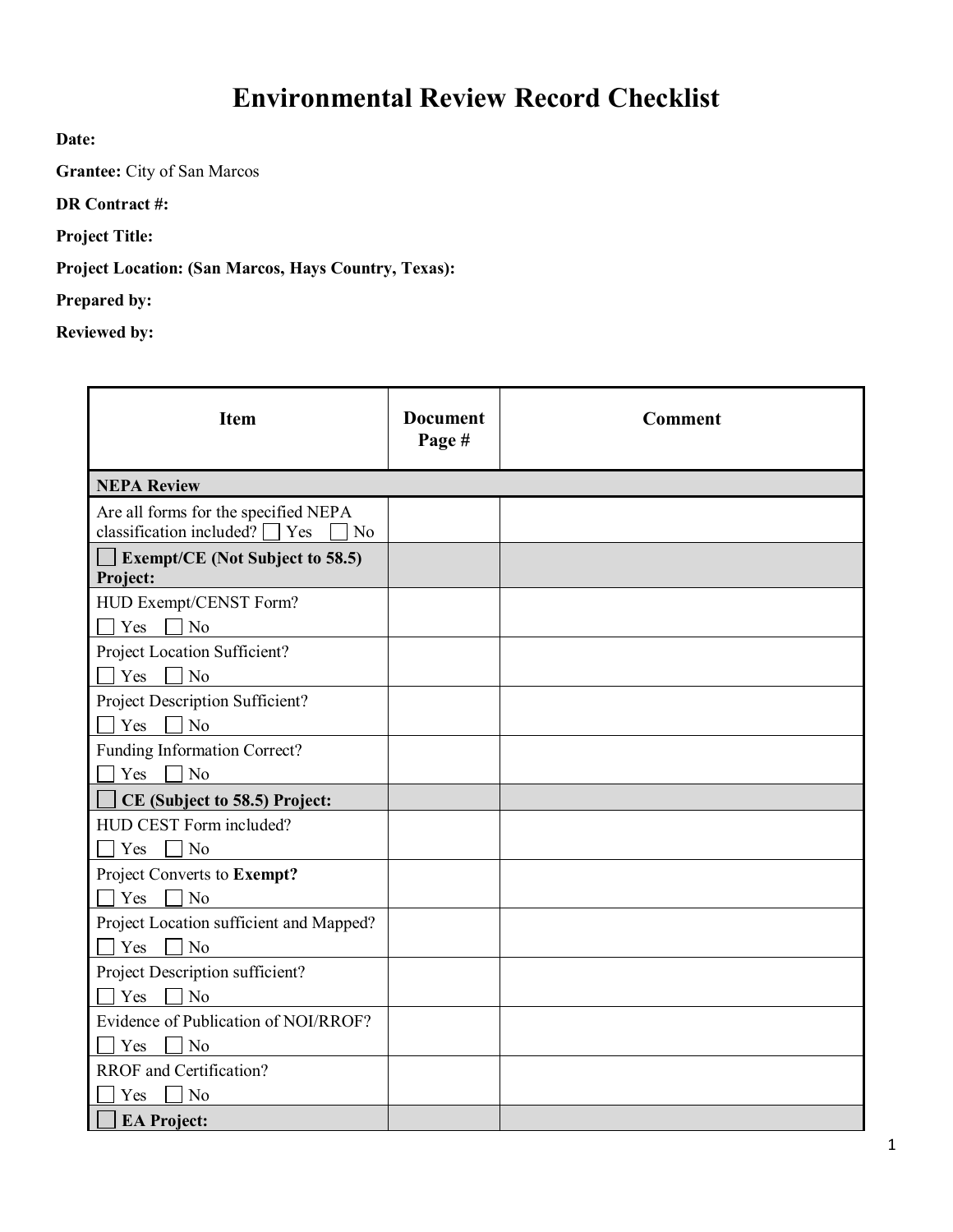# Environmental Review Record Checklist

**Date:**

**Grantee:** City of San Marcos

**DR Contract #:**

**Project Title:**

**Project Location: (San Marcos, Hays Country, Texas):**

**Prepared by:**

**Reviewed by:**

| Item | Document Page # | Comment |
|---|---|---|
| **NEPA Review** | | |
| Are all forms for the specified NEPA classification included? ☐ Yes ☐ No | | |
| ☐ **Exempt/CE (Not Subject to 58.5) Project:** | | |
| HUD Exempt/CENST Form? ☐ Yes ☐ No | | |
| Project Location Sufficient? ☐ Yes ☐ No | | |
| Project Description Sufficient? ☐ Yes ☐ No | | |
| Funding Information Correct? ☐ Yes ☐ No | | |
| ☐ **CE (Subject to 58.5) Project:** | | |
| HUD CEST Form included? ☐ Yes ☐ No | | |
| Project Converts to **Exempt?** ☐ Yes ☐ No | | |
| Project Location sufficient and Mapped? ☐ Yes ☐ No | | |
| Project Description sufficient? ☐ Yes ☐ No | | |
| Evidence of Publication of NOI/RROF? ☐ Yes ☐ No | | |
| RROF and Certification? ☐ Yes ☐ No | | |
| ☐ **EA Project:** | | |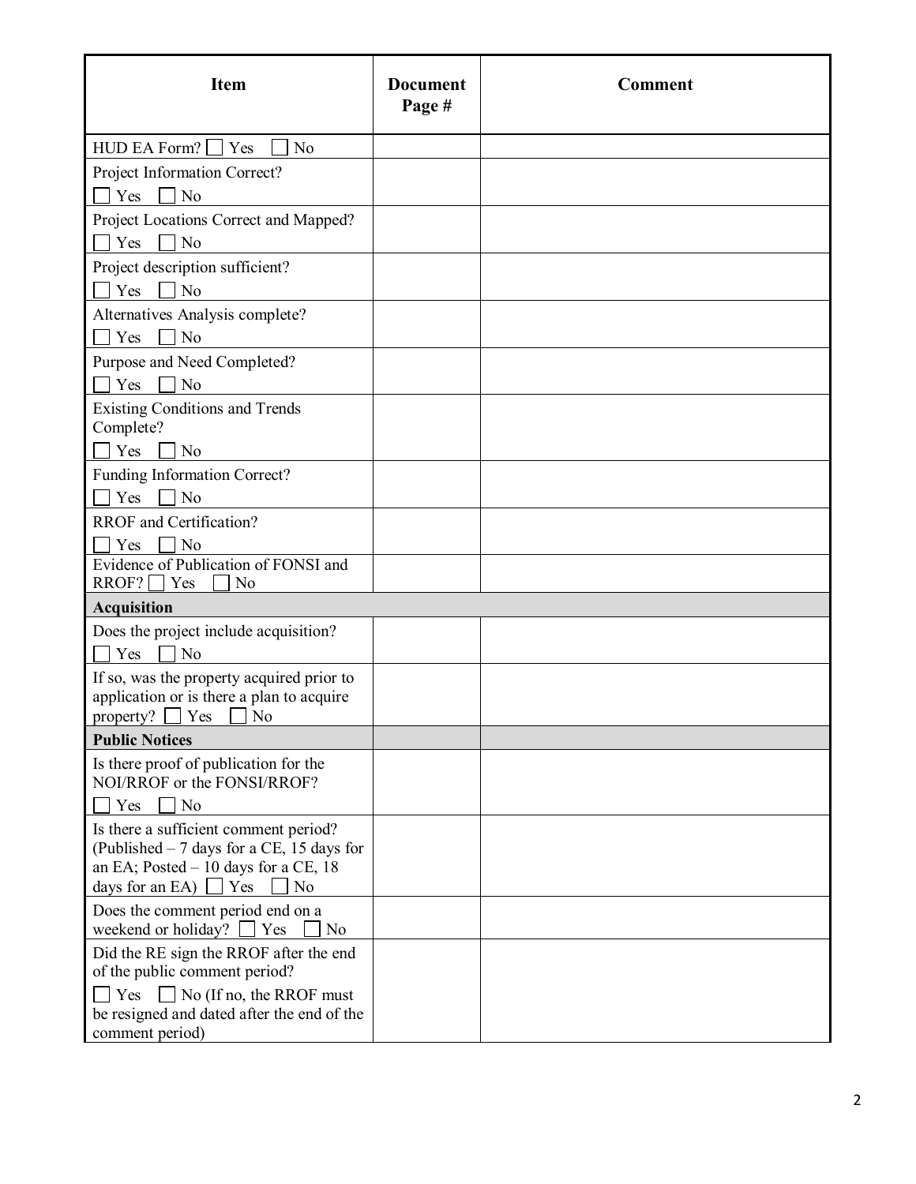| Item | Document Page # | Comment |
| --- | --- | --- |
| HUD EA Form? ☐ Yes ☐ No | | |
| Project Information Correct? ☐ Yes ☐ No | | |
| Project Locations Correct and Mapped? ☐ Yes ☐ No | | |
| Project description sufficient? ☐ Yes ☐ No | | |
| Alternatives Analysis complete? ☐ Yes ☐ No | | |
| Purpose and Need Completed? ☐ Yes ☐ No | | |
| Existing Conditions and Trends Complete? ☐ Yes ☐ No | | |
| Funding Information Correct? ☐ Yes ☐ No | | |
| RROF and Certification? ☐ Yes ☐ No | | |
| Evidence of Publication of FONSI and RROF? ☐ Yes ☐ No | | |
| **Acquisition** | | |
| Does the project include acquisition? ☐ Yes ☐ No | | |
| If so, was the property acquired prior to application or is there a plan to acquire property? ☐ Yes ☐ No | | |
| **Public Notices** | | |
| Is there proof of publication for the NOI/RROF or the FONSI/RROF? ☐ Yes ☐ No | | |
| Is there a sufficient comment period? (Published – 7 days for a CE, 15 days for an EA; Posted – 10 days for a CE, 18 days for an EA) ☐ Yes ☐ No | | |
| Does the comment period end on a weekend or holiday? ☐ Yes ☐ No | | |
| Did the RE sign the RROF after the end of the public comment period? ☐ Yes ☐ No (If no, the RROF must be resigned and dated after the end of the comment period) | | |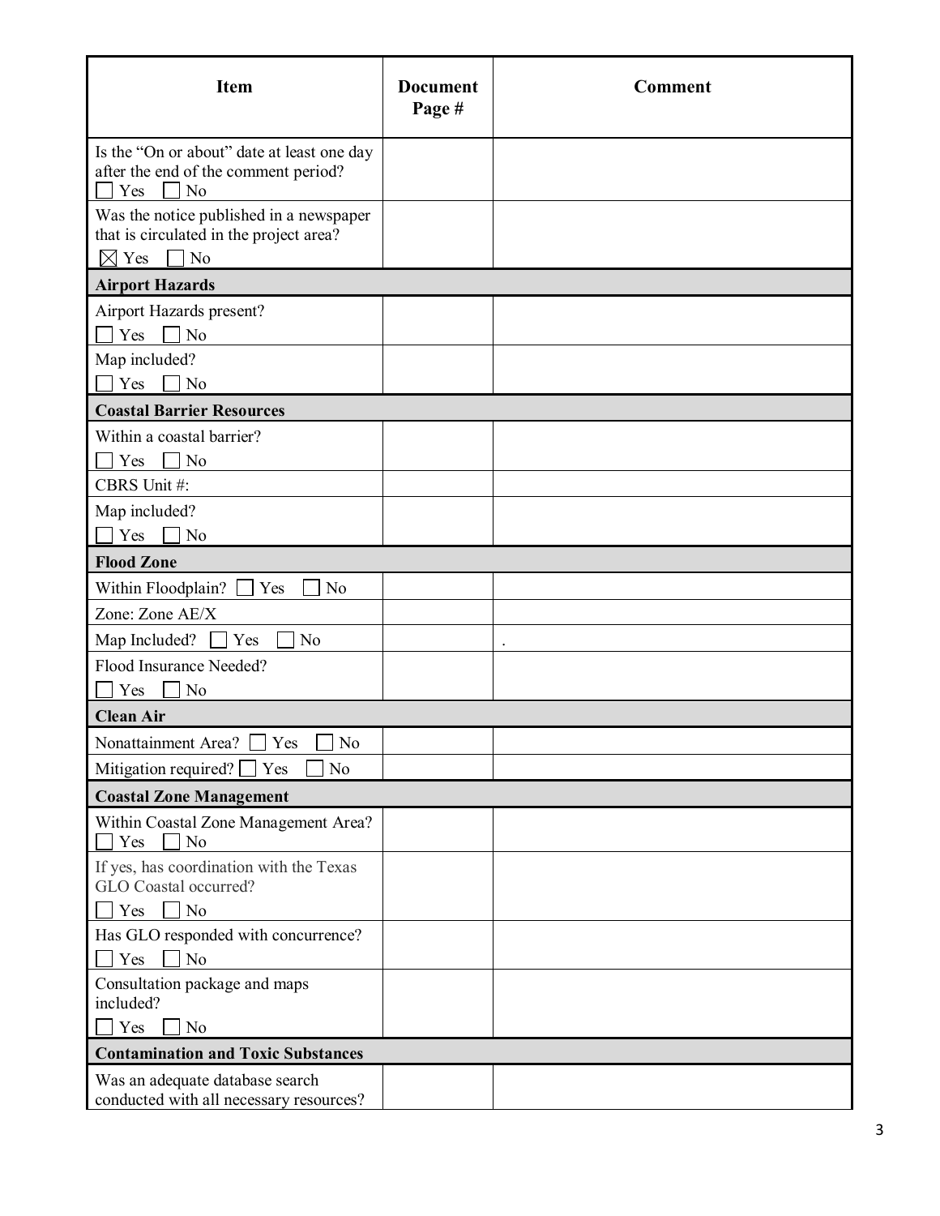| Item | Document Page # | Comment |
| --- | --- | --- |
| Is the "On or about" date at least one day after the end of the comment period? ☐ Yes ☐ No | | |
| Was the notice published in a newspaper that is circulated in the project area? ☒ Yes ☐ No | | |
| **Airport Hazards** | | |
| Airport Hazards present? ☐ Yes ☐ No | | |
| Map included? ☐ Yes ☐ No | | |
| **Coastal Barrier Resources** | | |
| Within a coastal barrier? ☐ Yes ☐ No | | |
| CBRS Unit #: | | |
| Map included? ☐ Yes ☐ No | | |
| **Flood Zone** | | |
| Within Floodplain? ☐ Yes ☐ No | | |
| Zone: Zone AE/X | | |
| Map Included? ☐ Yes ☐ No | | . |
| Flood Insurance Needed? ☐ Yes ☐ No | | |
| **Clean Air** | | |
| Nonattainment Area? ☐ Yes ☐ No | | |
| Mitigation required? ☐ Yes ☐ No | | |
| **Coastal Zone Management** | | |
| Within Coastal Zone Management Area? ☐ Yes ☐ No | | |
| If yes, has coordination with the Texas GLO Coastal occurred? ☐ Yes ☐ No | | |
| Has GLO responded with concurrence? ☐ Yes ☐ No | | |
| Consultation package and maps included? ☐ Yes ☐ No | | |
| **Contamination and Toxic Substances** | | |
| Was an adequate database search conducted with all necessary resources? | | |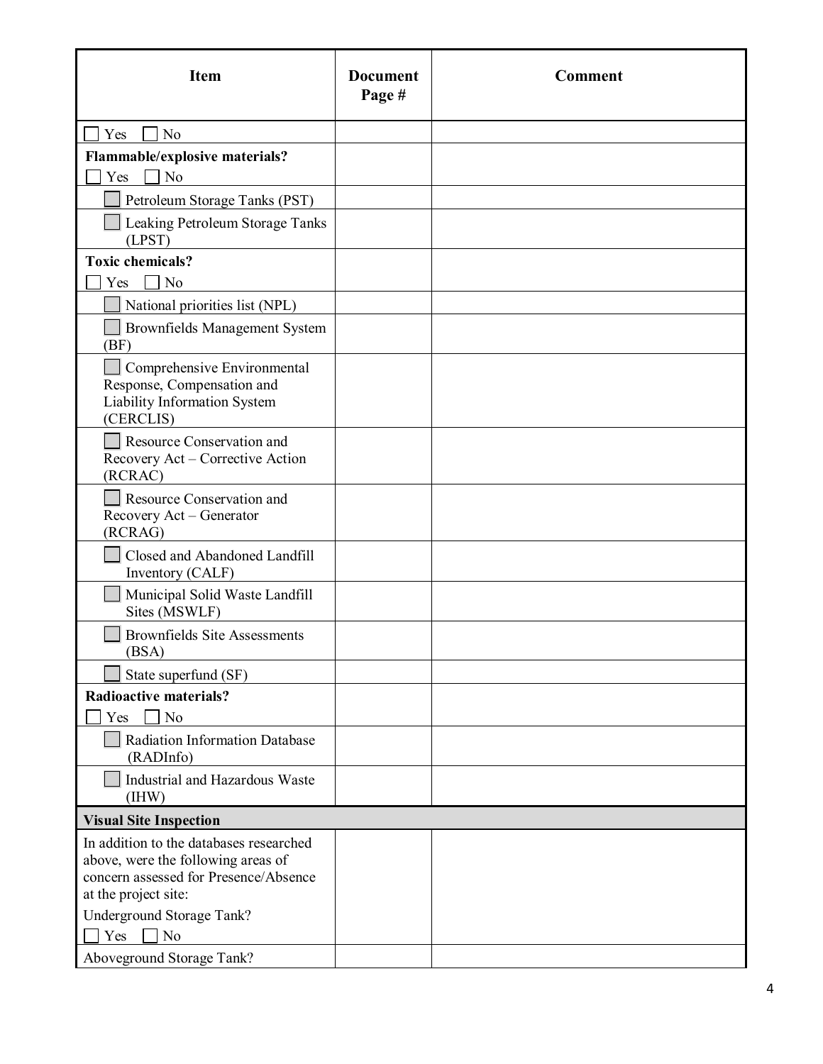| Item | Document Page # | Comment |
| --- | --- | --- |
| ☐ Yes ☐ No | | |
| **Flammable/explosive materials?** ☐ Yes ☐ No | | |
| ☐ Petroleum Storage Tanks (PST) | | |
| ☐ Leaking Petroleum Storage Tanks (LPST) | | |
| **Toxic chemicals?** ☐ Yes ☐ No | | |
| ☐ National priorities list (NPL) | | |
| ☐ Brownfields Management System (BF) | | |
| ☐ Comprehensive Environmental Response, Compensation and Liability Information System (CERCLIS) | | |
| ☐ Resource Conservation and Recovery Act – Corrective Action (RCRAC) | | |
| ☐ Resource Conservation and Recovery Act – Generator (RCRAG) | | |
| ☐ Closed and Abandoned Landfill Inventory (CALF) | | |
| ☐ Municipal Solid Waste Landfill Sites (MSWLF) | | |
| ☐ Brownfields Site Assessments (BSA) | | |
| ☐ State superfund (SF) | | |
| **Radioactive materials?** ☐ Yes ☐ No | | |
| ☐ Radiation Information Database (RADInfo) | | |
| ☐ Industrial and Hazardous Waste (IHW) | | |
| **Visual Site Inspection** | | |
| In addition to the databases researched above, were the following areas of concern assessed for Presence/Absence at the project site: Underground Storage Tank? ☐ Yes ☐ No | | |
| Aboveground Storage Tank? | | |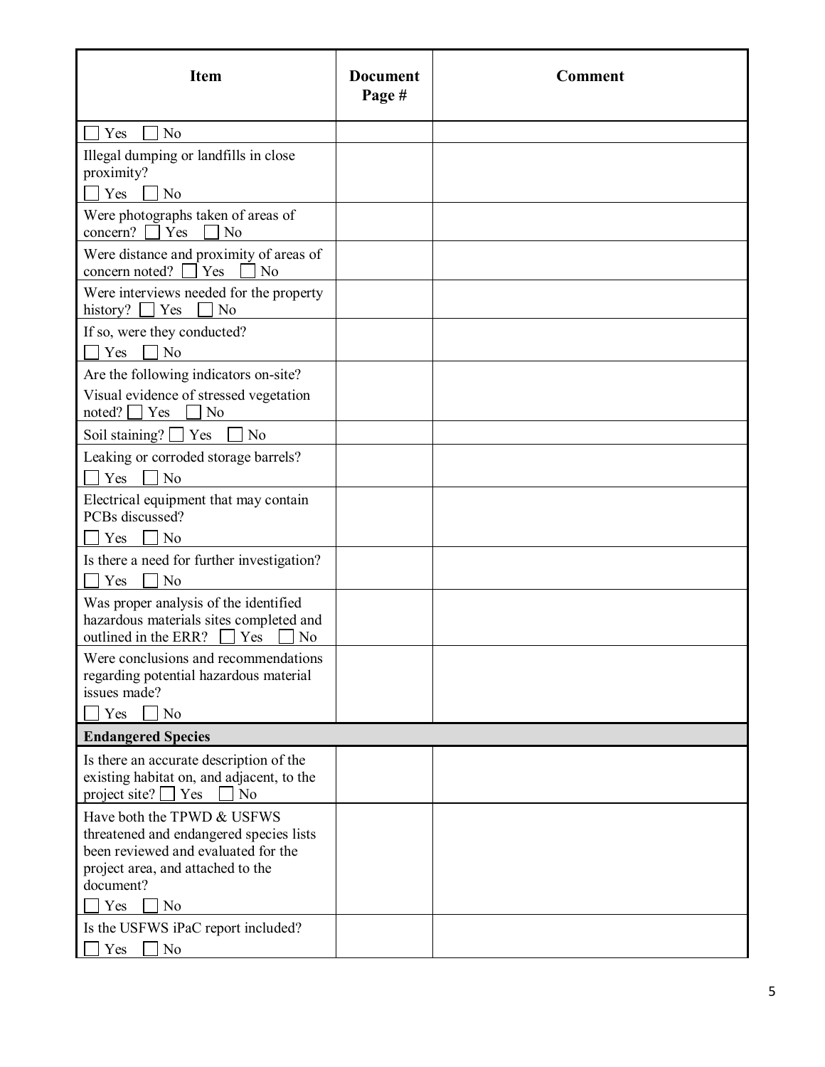| Item | Document Page # | Comment |
|---|---|---|
| ☐ Yes ☐ No | | |
| Illegal dumping or landfills in close proximity? ☐ Yes ☐ No | | |
| Were photographs taken of areas of concern? ☐ Yes ☐ No | | |
| Were distance and proximity of areas of concern noted? ☐ Yes ☐ No | | |
| Were interviews needed for the property history? ☐ Yes ☐ No | | |
| If so, were they conducted? ☐ Yes ☐ No | | |
| Are the following indicators on-site? Visual evidence of stressed vegetation noted? ☐ Yes ☐ No | | |
| Soil staining? ☐ Yes ☐ No | | |
| Leaking or corroded storage barrels? ☐ Yes ☐ No | | |
| Electrical equipment that may contain PCBs discussed? ☐ Yes ☐ No | | |
| Is there a need for further investigation? ☐ Yes ☐ No | | |
| Was proper analysis of the identified hazardous materials sites completed and outlined in the ERR? ☐ Yes ☐ No | | |
| Were conclusions and recommendations regarding potential hazardous material issues made? ☐ Yes ☐ No | | |
| **Endangered Species** | | |
| Is there an accurate description of the existing habitat on, and adjacent, to the project site? ☐ Yes ☐ No | | |
| Have both the TPWD & USFWS threatened and endangered species lists been reviewed and evaluated for the project area, and attached to the document? ☐ Yes ☐ No | | |
| Is the USFWS iPaC report included? ☐ Yes ☐ No | | |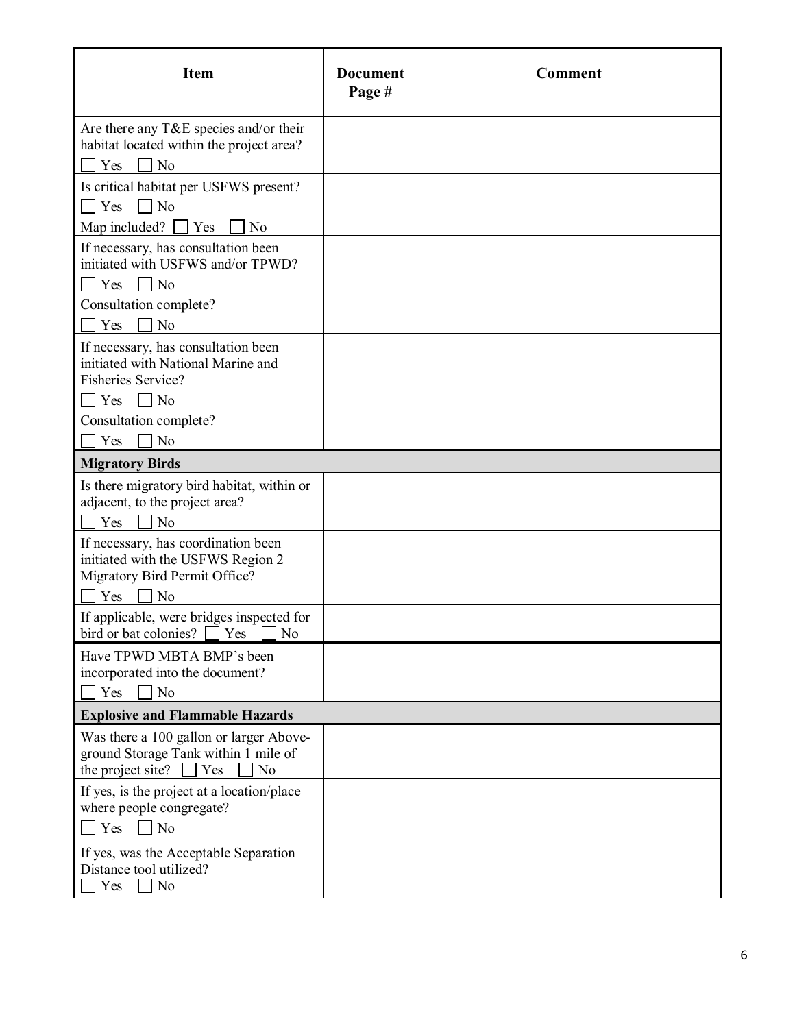| Item | Document Page # | Comment |
|---|---|---|
| Are there any T&E species and/or their habitat located within the project area? ☐ Yes ☐ No | | |
| Is critical habitat per USFWS present? ☐ Yes ☐ No Map included? ☐ Yes ☐ No | | |
| If necessary, has consultation been initiated with USFWS and/or TPWD? ☐ Yes ☐ No Consultation complete? ☐ Yes ☐ No | | |
| If necessary, has consultation been initiated with National Marine and Fisheries Service? ☐ Yes ☐ No Consultation complete? ☐ Yes ☐ No | | |
| **Migratory Birds** | | |
| Is there migratory bird habitat, within or adjacent, to the project area? ☐ Yes ☐ No | | |
| If necessary, has coordination been initiated with the USFWS Region 2 Migratory Bird Permit Office? ☐ Yes ☐ No | | |
| If applicable, were bridges inspected for bird or bat colonies? ☐ Yes ☐ No | | |
| Have TPWD MBTA BMP's been incorporated into the document? ☐ Yes ☐ No | | |
| **Explosive and Flammable Hazards** | | |
| Was there a 100 gallon or larger Above-ground Storage Tank within 1 mile of the project site? ☐ Yes ☐ No | | |
| If yes, is the project at a location/place where people congregate? ☐ Yes ☐ No | | |
| If yes, was the Acceptable Separation Distance tool utilized? ☐ Yes ☐ No | | |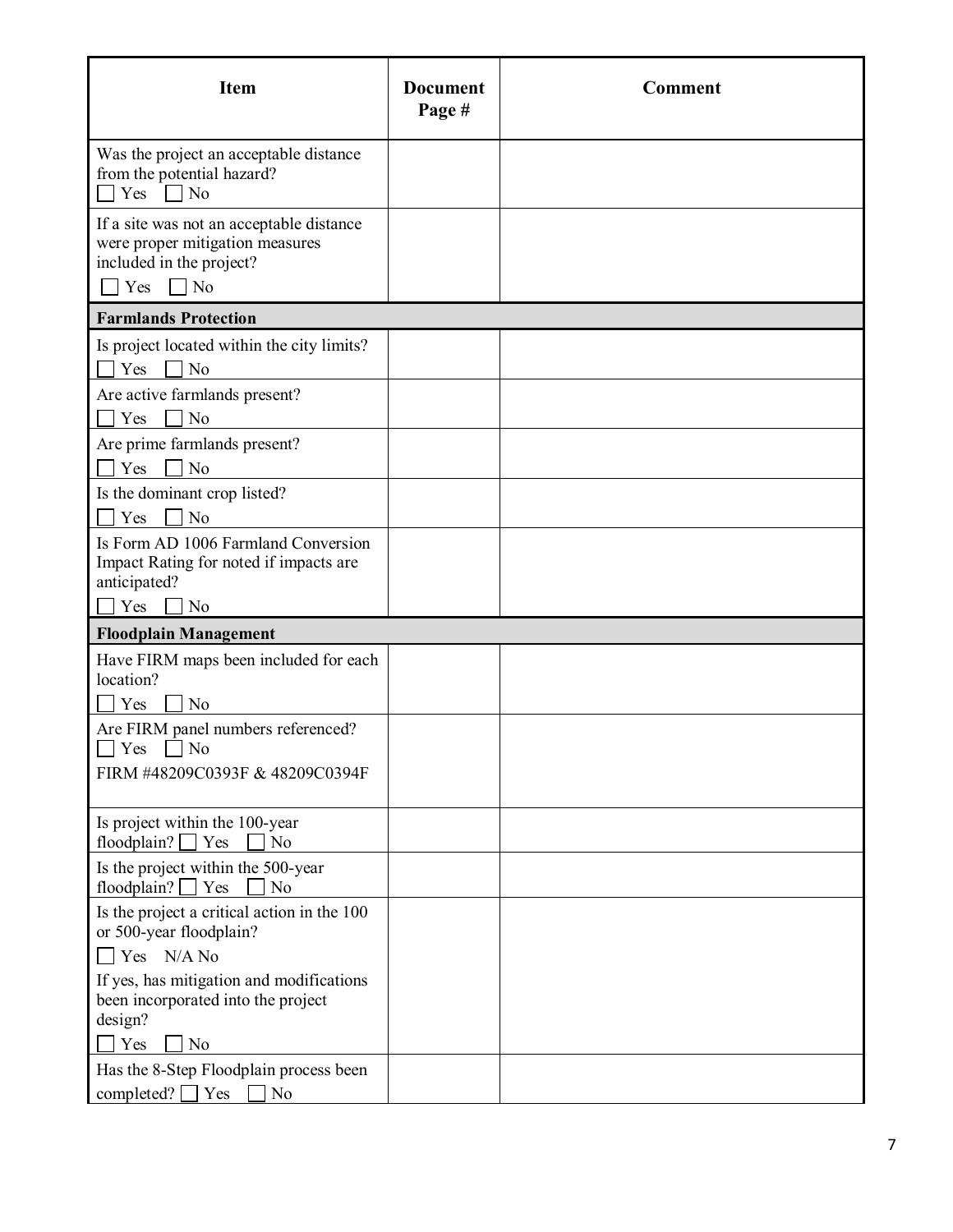| Item | Document Page # | Comment |
|---|---|---|
| Was the project an acceptable distance from the potential hazard? ☐ Yes ☐ No | | |
| If a site was not an acceptable distance were proper mitigation measures included in the project? ☐ Yes ☐ No | | |
| **Farmlands Protection** | | |
| Is project located within the city limits? ☐ Yes ☐ No | | |
| Are active farmlands present? ☐ Yes ☐ No | | |
| Are prime farmlands present? ☐ Yes ☐ No | | |
| Is the dominant crop listed? ☐ Yes ☐ No | | |
| Is Form AD 1006 Farmland Conversion Impact Rating for noted if impacts are anticipated? ☐ Yes ☐ No | | |
| **Floodplain Management** | | |
| Have FIRM maps been included for each location? ☐ Yes ☐ No | | |
| Are FIRM panel numbers referenced? ☐ Yes ☐ No FIRM #48209C0393F & 48209C0394F | | |
| Is project within the 100-year floodplain? ☐ Yes ☐ No | | |
| Is the project within the 500-year floodplain? ☐ Yes ☐ No | | |
| Is the project a critical action in the 100 or 500-year floodplain? ☐ Yes N/A No If yes, has mitigation and modifications been incorporated into the project design? ☐ Yes ☐ No | | |
| Has the 8-Step Floodplain process been completed? ☐ Yes ☐ No | | |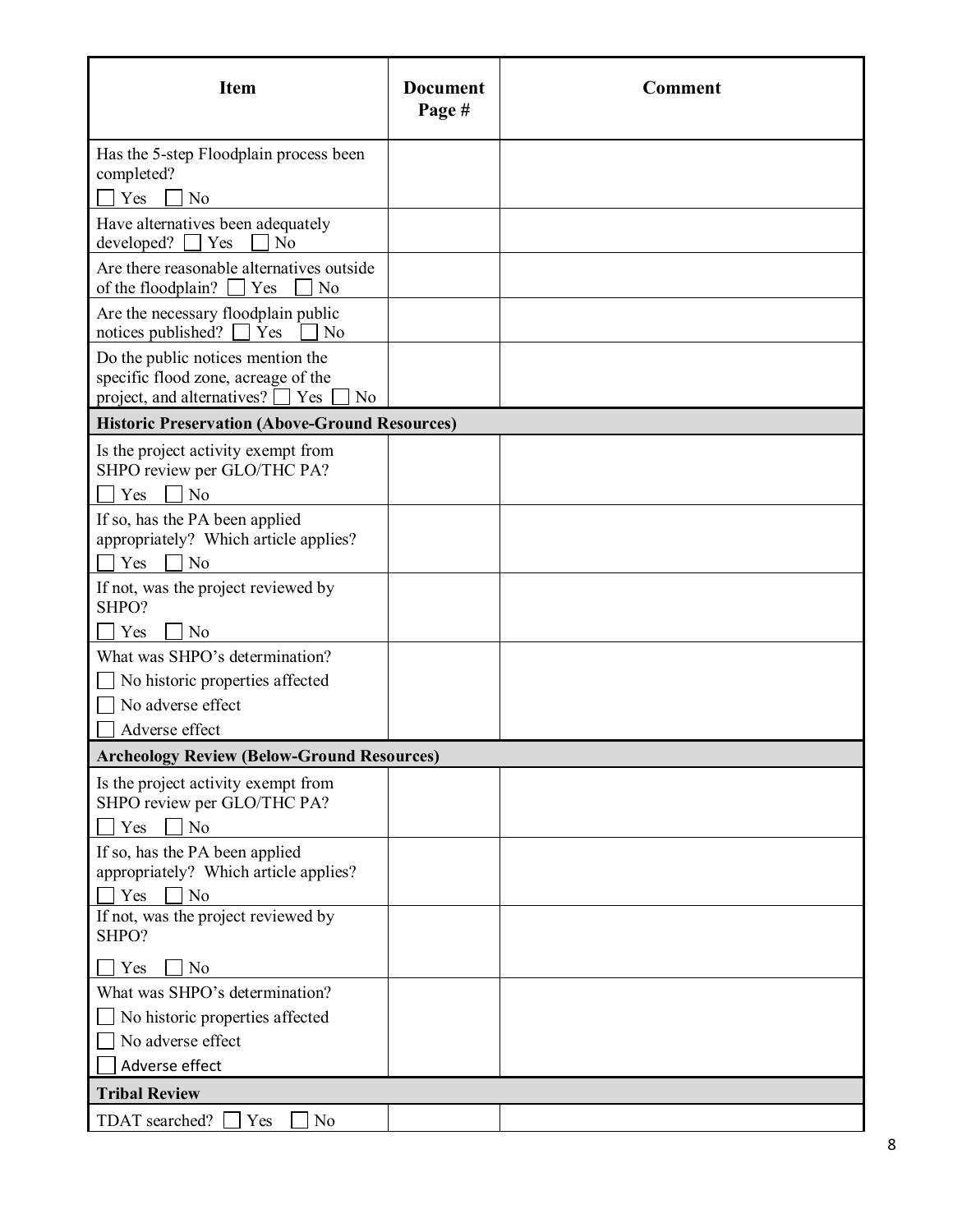| Item | Document Page # | Comment |
| --- | --- | --- |
| Has the 5-step Floodplain process been completed? ☐ Yes ☐ No | | |
| Have alternatives been adequately developed? ☐ Yes ☐ No | | |
| Are there reasonable alternatives outside of the floodplain? ☐ Yes ☐ No | | |
| Are the necessary floodplain public notices published? ☐ Yes ☐ No | | |
| Do the public notices mention the specific flood zone, acreage of the project, and alternatives? ☐ Yes ☐ No | | |
| **Historic Preservation (Above-Ground Resources)** | | |
| Is the project activity exempt from SHPO review per GLO/THC PA? ☐ Yes ☐ No | | |
| If so, has the PA been applied appropriately? Which article applies? ☐ Yes ☐ No | | |
| If not, was the project reviewed by SHPO? ☐ Yes ☐ No | | |
| What was SHPO's determination? ☐ No historic properties affected ☐ No adverse effect ☐ Adverse effect | | |
| **Archeology Review (Below-Ground Resources)** | | |
| Is the project activity exempt from SHPO review per GLO/THC PA? ☐ Yes ☐ No | | |
| If so, has the PA been applied appropriately? Which article applies? ☐ Yes ☐ No | | |
| If not, was the project reviewed by SHPO? ☐ Yes ☐ No | | |
| What was SHPO's determination? ☐ No historic properties affected ☐ No adverse effect ☐ Adverse effect | | |
| **Tribal Review** | | |
| TDAT searched? ☐ Yes ☐ No | | |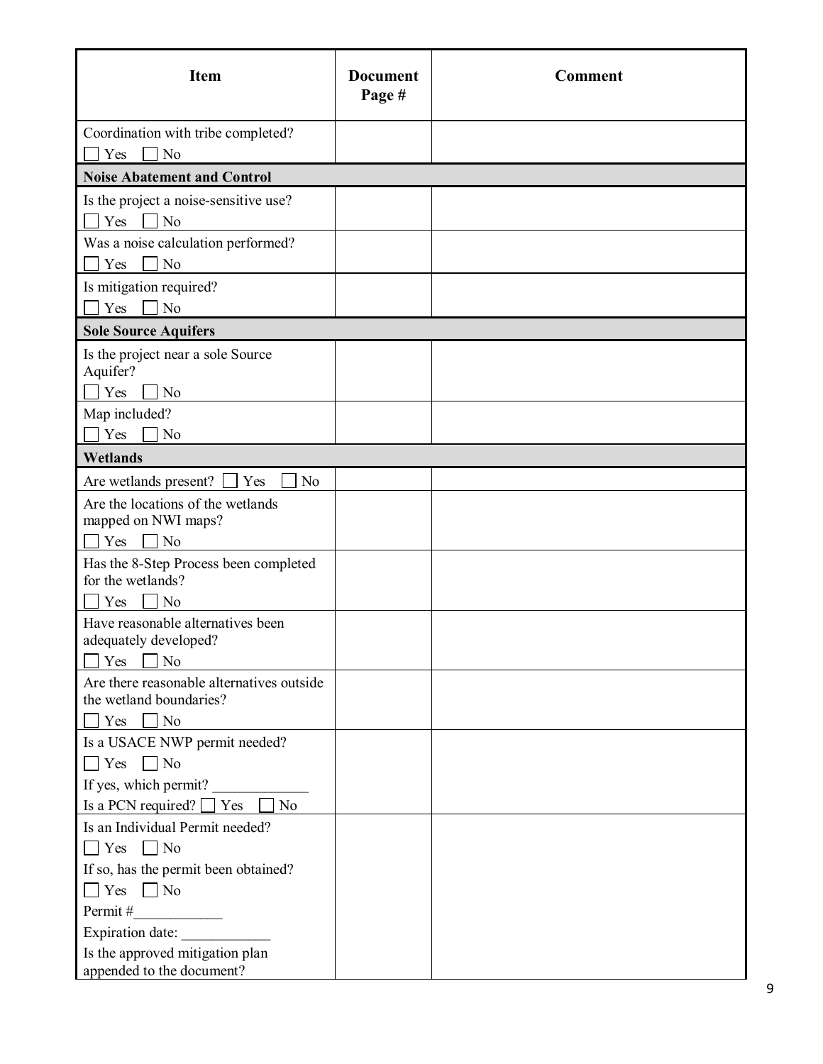| Item | Document Page # | Comment |
| --- | --- | --- |
| Coordination with tribe completed?<br>☐ Yes ☐ No | | |
| **Noise Abatement and Control** | | |
| Is the project a noise-sensitive use?<br>☐ Yes ☐ No | | |
| Was a noise calculation performed?<br>☐ Yes ☐ No | | |
| Is mitigation required?<br>☐ Yes ☐ No | | |
| **Sole Source Aquifers** | | |
| Is the project near a sole Source Aquifer?<br>☐ Yes ☐ No | | |
| Map included?<br>☐ Yes ☐ No | | |
| **Wetlands** | | |
| Are wetlands present? ☐ Yes ☐ No | | |
| Are the locations of the wetlands mapped on NWI maps?<br>☐ Yes ☐ No | | |
| Has the 8-Step Process been completed for the wetlands?<br>☐ Yes ☐ No | | |
| Have reasonable alternatives been adequately developed?<br>☐ Yes ☐ No | | |
| Are there reasonable alternatives outside the wetland boundaries?<br>☐ Yes ☐ No | | |
| Is a USACE NWP permit needed?<br>☐ Yes ☐ No<br>If yes, which permit? ____________<br>Is a PCN required? ☐ Yes ☐ No | | |
| Is an Individual Permit needed?<br>☐ Yes ☐ No<br>If so, has the permit been obtained?<br>☐ Yes ☐ No<br>Permit #____________<br>Expiration date: ____________<br>Is the approved mitigation plan appended to the document? | | |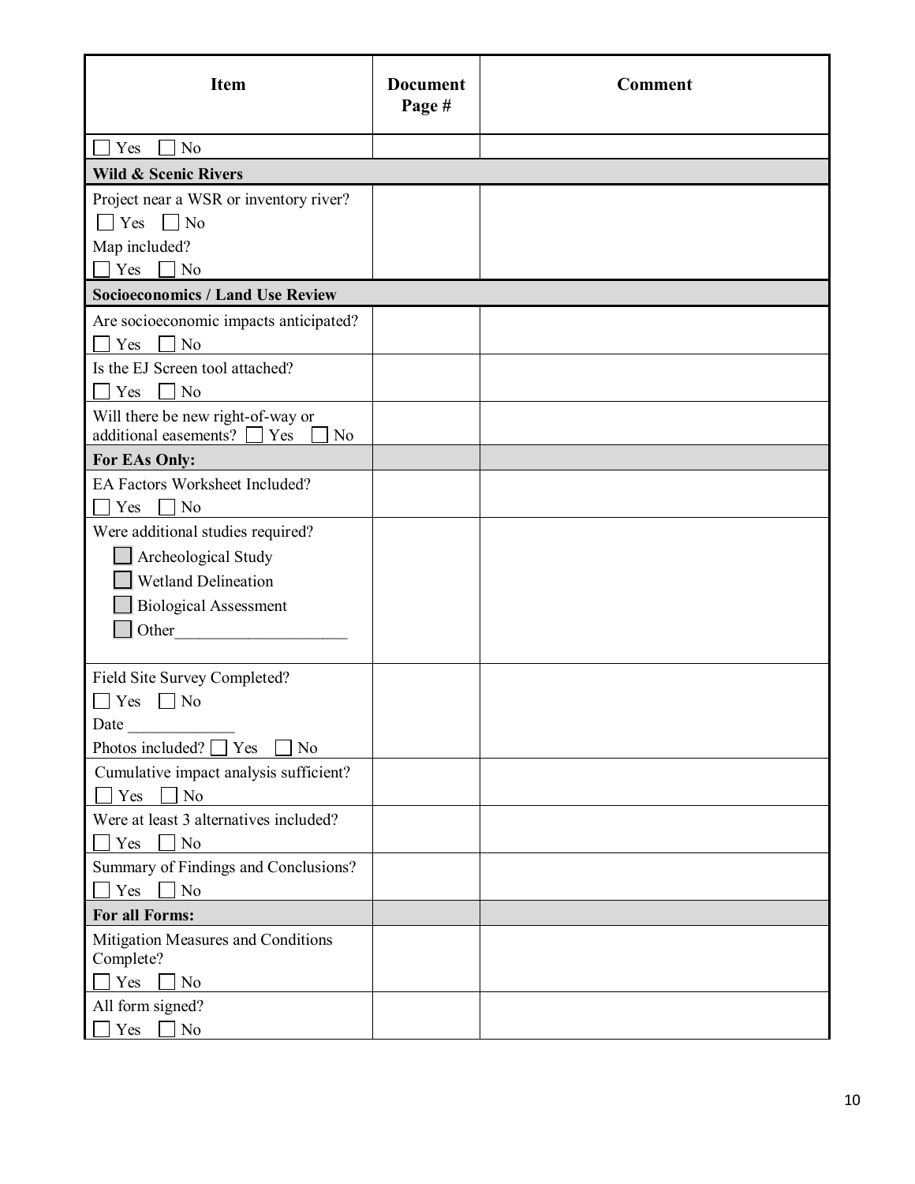| Item | Document Page # | Comment |
| --- | --- | --- |
| ☐ Yes ☐ No | | |
| **Wild & Scenic Rivers** | | |
| Project near a WSR or inventory river? ☐ Yes ☐ No Map included? ☐ Yes ☐ No | | |
| **Socioeconomics / Land Use Review** | | |
| Are socioeconomic impacts anticipated? ☐ Yes ☐ No | | |
| Is the EJ Screen tool attached? ☐ Yes ☐ No | | |
| Will there be new right-of-way or additional easements? ☐ Yes ☐ No | | |
| **For EAs Only:** | | |
| EA Factors Worksheet Included? ☐ Yes ☐ No | | |
| Were additional studies required? ☐ Archeological Study ☐ Wetland Delineation ☐ Biological Assessment ☐ Other_____________________ | | |
| Field Site Survey Completed? ☐ Yes ☐ No Date _____________ Photos included? ☐ Yes ☐ No | | |
| Cumulative impact analysis sufficient? ☐ Yes ☐ No | | |
| Were at least 3 alternatives included? ☐ Yes ☐ No | | |
| Summary of Findings and Conclusions? ☐ Yes ☐ No | | |
| **For all Forms:** | | |
| Mitigation Measures and Conditions Complete? ☐ Yes ☐ No | | |
| All form signed? ☐ Yes ☐ No | | |